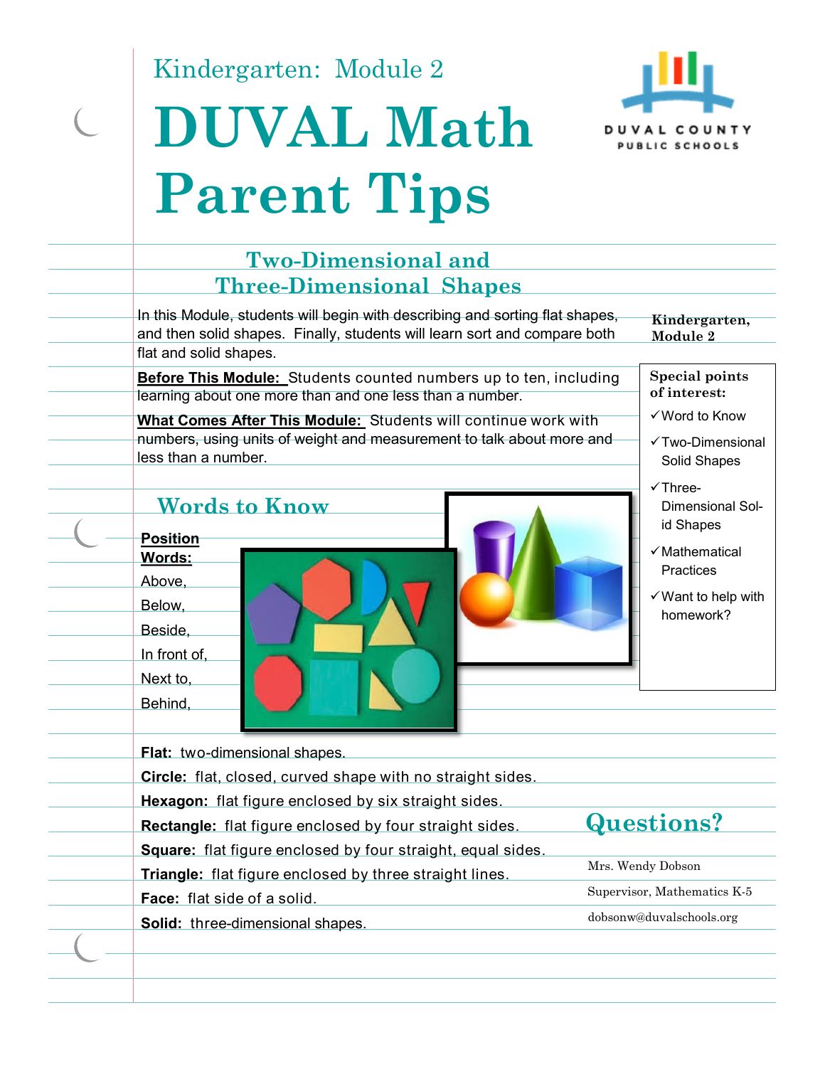Kindergarten: Module 2

# DUVAL Math Parent Tips

DUVAL COUNTY PUBLIC SCHOOLS

## Two-Dimensional and Three-Dimensional Shapes

In this Module, students will begin with describing and sorting flat shapes, and then solid shapes. Finally, students will learn sort and compare both flat and solid shapes.

**Before This Module:** Students counted numbers up to ten, including learning about one more than and one less than a number.

**What Comes After This Module:** Students will continue work with numbers, using units of weight and measurement to talk about more and less than a number.

**Kindergarten, Module 2**

**Special points of interest:**

- ✓ Word to Know
- ✓ Two-Dimensional Solid Shapes
- ✓ Three-Dimensional Solid Shapes
- ✓ Mathematical Practices
- ✓ Want to help with homework?

## Words to Know

**Position Words:**

Above,

Below,

Beside,

In front of,

Next to,

Behind,

**Flat:** two-dimensional shapes.

**Circle:** flat, closed, curved shape with no straight sides.

**Hexagon:** flat figure enclosed by six straight sides.

**Rectangle:** flat figure enclosed by four straight sides.

**Square:** flat figure enclosed by four straight, equal sides.

**Triangle:** flat figure enclosed by three straight lines.

**Face:** flat side of a solid.

**Solid:** three-dimensional shapes.

## Questions?

Mrs. Wendy Dobson

Supervisor, Mathematics K-5

dobsonw@duvalschools.org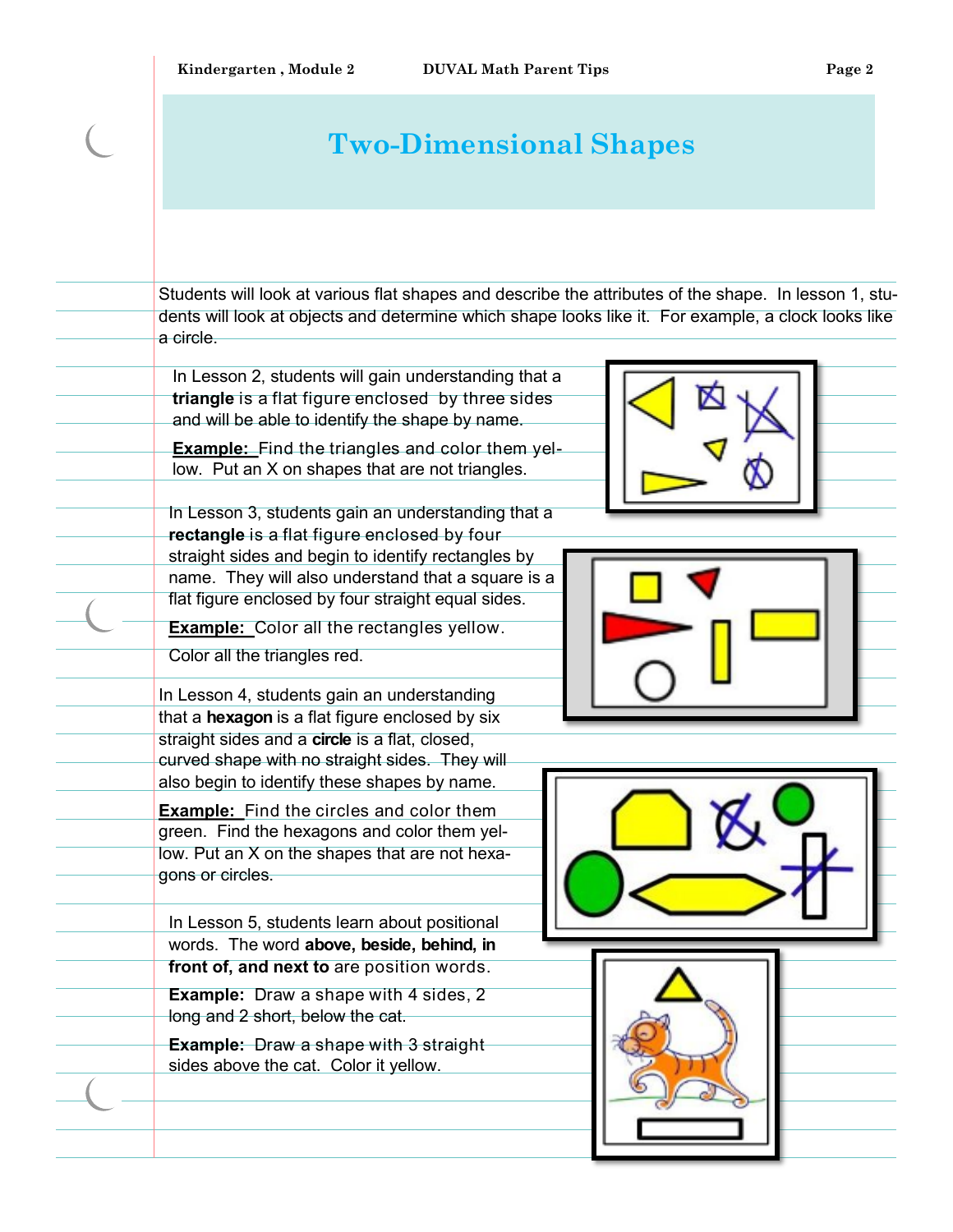# Two-Dimensional Shapes

Students will look at various flat shapes and describe the attributes of the shape. In lesson 1, students will look at objects and determine which shape looks like it. For example, a clock looks like a circle.

In Lesson 2, students will gain understanding that a **triangle** is a flat figure enclosed by three sides and will be able to identify the shape by name.

**Example:** Find the triangles and color them yellow. Put an X on shapes that are not triangles.

In Lesson 3, students gain an understanding that a **rectangle** is a flat figure enclosed by four straight sides and begin to identify rectangles by name. They will also understand that a square is a flat figure enclosed by four straight equal sides.

**Example:** Color all the rectangles yellow.

Color all the triangles red.

In Lesson 4, students gain an understanding that a **hexagon** is a flat figure enclosed by six straight sides and a **circle** is a flat, closed, curved shape with no straight sides. They will also begin to identify these shapes by name.

**Example:** Find the circles and color them green. Find the hexagons and color them yellow. Put an X on the shapes that are not hexagons or circles.

In Lesson 5, students learn about positional words. The word **above, beside, behind, in front of, and next to** are position words.

**Example:** Draw a shape with 4 sides, 2 long and 2 short, below the cat.

**Example:** Draw a shape with 3 straight sides above the cat. Color it yellow.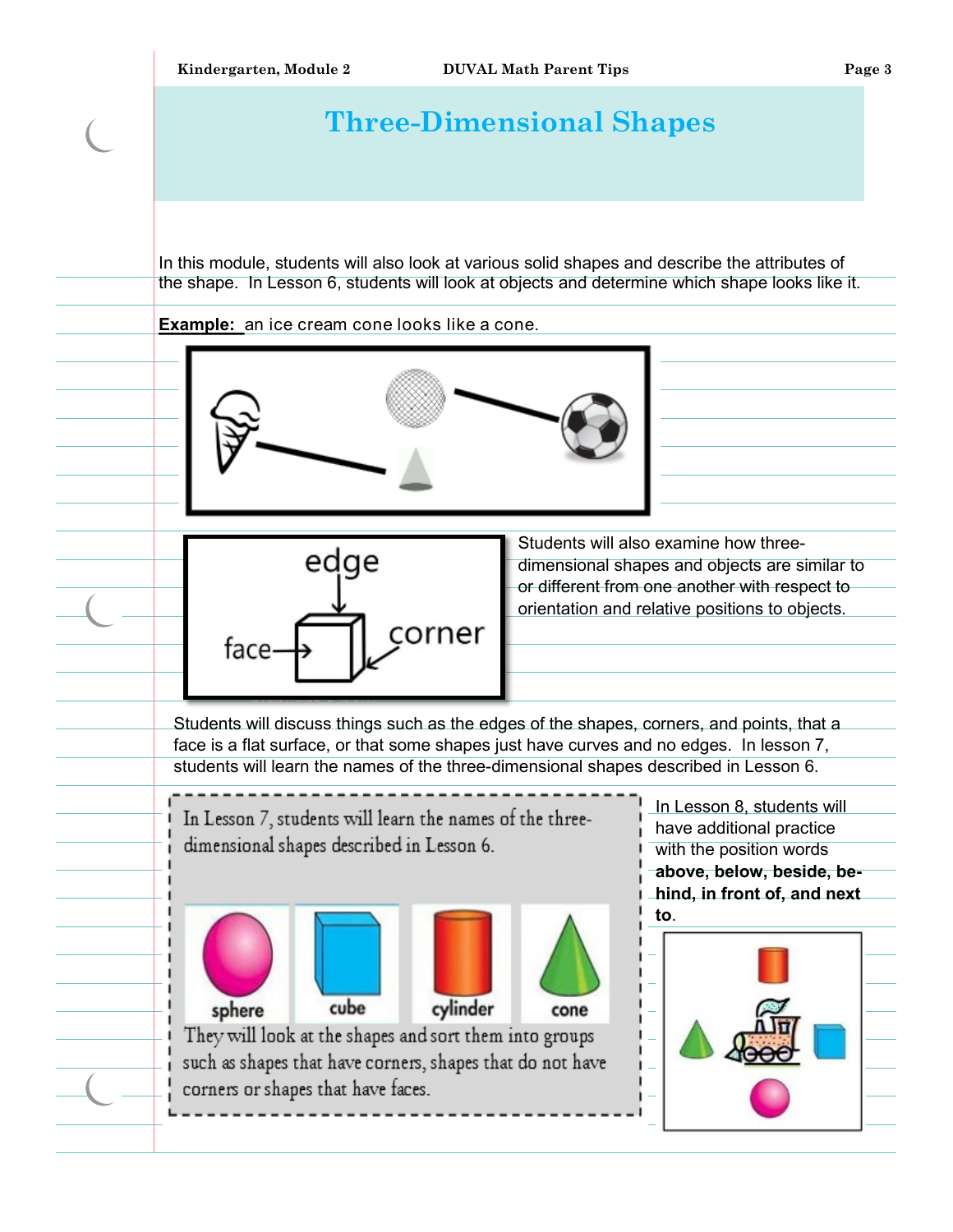# Three-Dimensional Shapes

In this module, students will also look at various solid shapes and describe the attributes of the shape. In Lesson 6, students will look at objects and determine which shape looks like it.

**Example:** an ice cream cone looks like a cone.

edge

face

corner

Students will also examine how three-dimensional shapes and objects are similar to or different from one another with respect to orientation and relative positions to objects.

Students will discuss things such as the edges of the shapes, corners, and points, that a face is a flat surface, or that some shapes just have curves and no edges. In lesson 7, students will learn the names of the three-dimensional shapes described in Lesson 6.

In Lesson 7, students will learn the names of the three-dimensional shapes described in Lesson 6.

sphere cube cylinder cone

They will look at the shapes and sort them into groups such as shapes that have corners, shapes that do not have corners or shapes that have faces.

In Lesson 8, students will have additional practice with the position words **above, below, beside, behind, in front of, and next to**.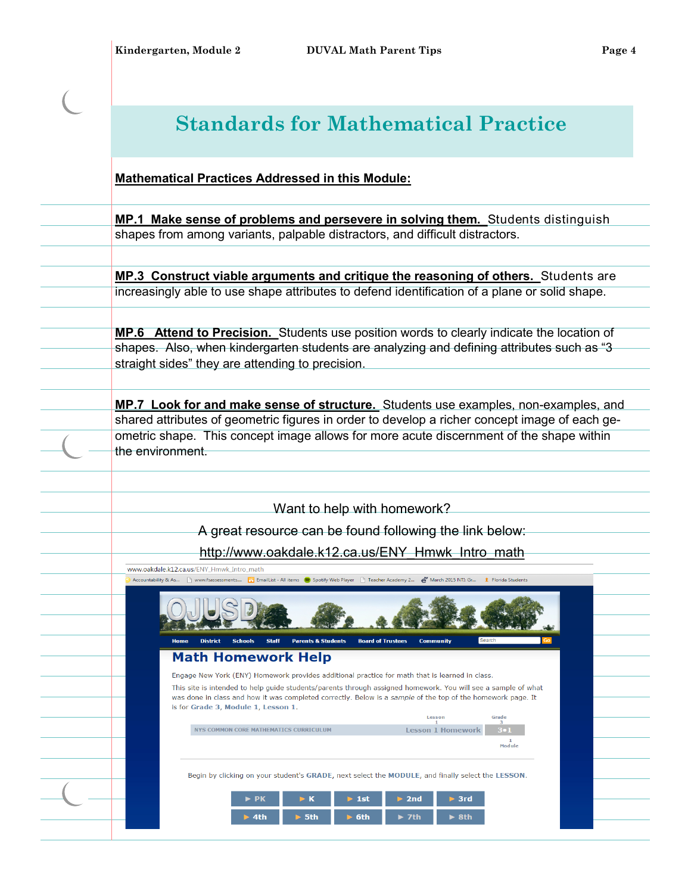# Standards for Mathematical Practice

**Mathematical Practices Addressed in this Module:**

**MP.1 Make sense of problems and persevere in solving them.** Students distinguish shapes from among variants, palpable distractors, and difficult distractors.

**MP.3 Construct viable arguments and critique the reasoning of others.** Students are increasingly able to use shape attributes to defend identification of a plane or solid shape.

**MP.6 Attend to Precision.** Students use position words to clearly indicate the location of shapes. Also, when kindergarten students are analyzing and defining attributes such as "3 straight sides" they are attending to precision.

**MP.7 Look for and make sense of structure.** Students use examples, non-examples, and shared attributes of geometric figures in order to develop a richer concept image of each geometric shape. This concept image allows for more acute discernment of the shape within the environment.

Want to help with homework?

A great resource can be found following the link below:

http://www.oakdale.k12.ca.us/ENY_Hmwk_Intro_math